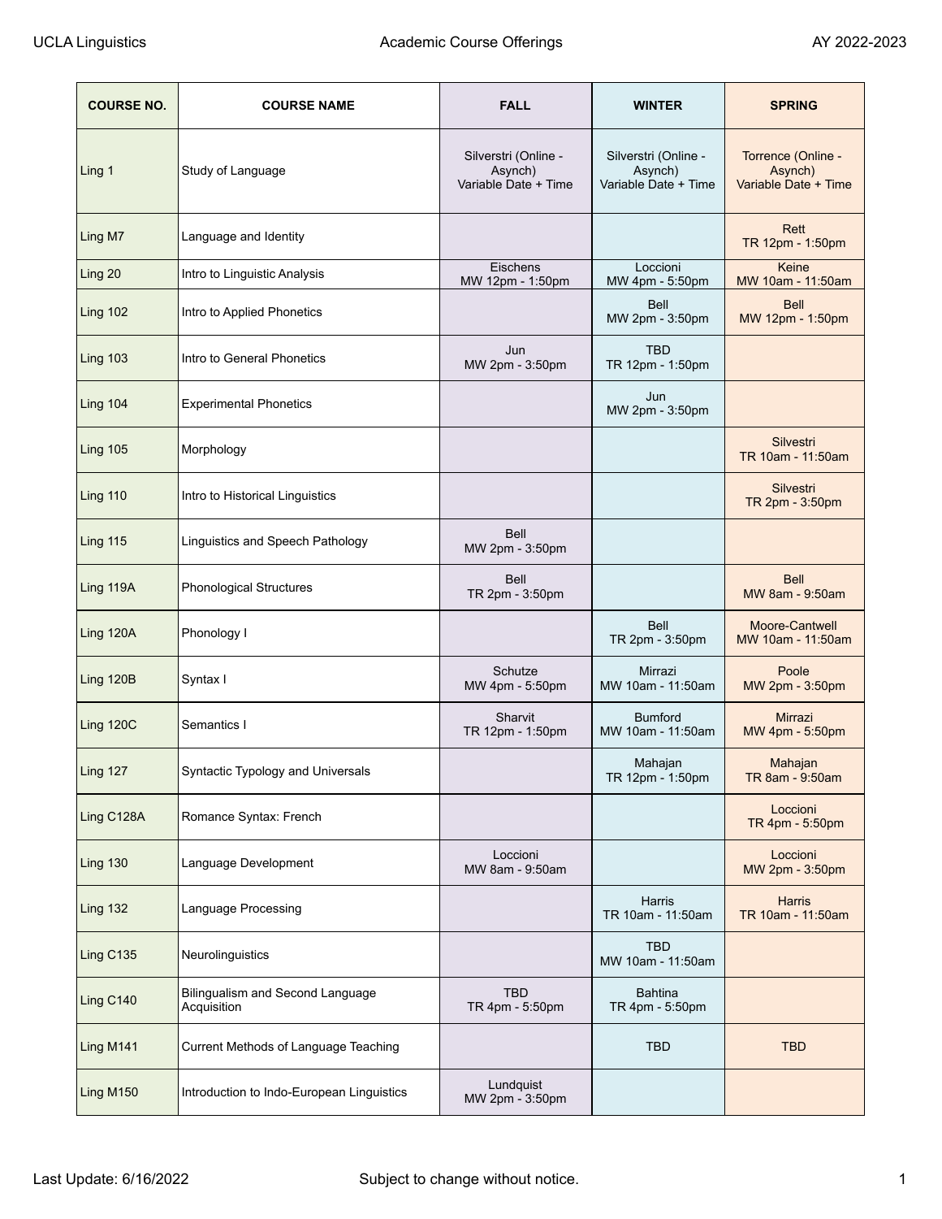| COURSE NO. | COURSE NAME | FALL | WINTER | SPRING |
| --- | --- | --- | --- | --- |
| Ling 1 | Study of Language | Silverstri (Online - Asynch) Variable Date + Time | Silverstri (Online - Asynch) Variable Date + Time | Torrence (Online - Asynch) Variable Date + Time |
| Ling M7 | Language and Identity | | | Rett TR 12pm - 1:50pm |
| Ling 20 | Intro to Linguistic Analysis | Eischens MW 12pm - 1:50pm | Loccioni MW 4pm - 5:50pm | Keine MW 10am - 11:50am |
| Ling 102 | Intro to Applied Phonetics | | Bell MW 2pm - 3:50pm | Bell MW 12pm - 1:50pm |
| Ling 103 | Intro to General Phonetics | Jun MW 2pm - 3:50pm | TBD TR 12pm - 1:50pm | |
| Ling 104 | Experimental Phonetics | | Jun MW 2pm - 3:50pm | |
| Ling 105 | Morphology | | | Silvestri TR 10am - 11:50am |
| Ling 110 | Intro to Historical Linguistics | | | Silvestri TR 2pm - 3:50pm |
| Ling 115 | Linguistics and Speech Pathology | Bell MW 2pm - 3:50pm | | |
| Ling 119A | Phonological Structures | Bell TR 2pm - 3:50pm | | Bell MW 8am - 9:50am |
| Ling 120A | Phonology I | | Bell TR 2pm - 3:50pm | Moore-Cantwell MW 10am - 11:50am |
| Ling 120B | Syntax I | Schutze MW 4pm - 5:50pm | Mirrazi MW 10am - 11:50am | Poole MW 2pm - 3:50pm |
| Ling 120C | Semantics I | Sharvit TR 12pm - 1:50pm | Bumford MW 10am - 11:50am | Mirrazi MW 4pm - 5:50pm |
| Ling 127 | Syntactic Typology and Universals | | Mahajan TR 12pm - 1:50pm | Mahajan TR 8am - 9:50am |
| Ling C128A | Romance Syntax: French | | | Loccioni TR 4pm - 5:50pm |
| Ling 130 | Language Development | Loccioni MW 8am - 9:50am | | Loccioni MW 2pm - 3:50pm |
| Ling 132 | Language Processing | | Harris TR 10am - 11:50am | Harris TR 10am - 11:50am |
| Ling C135 | Neurolinguistics | | TBD MW 10am - 11:50am | |
| Ling C140 | Bilingualism and Second Language Acquisition | TBD TR 4pm - 5:50pm | Bahtina TR 4pm - 5:50pm | |
| Ling M141 | Current Methods of Language Teaching | | TBD | TBD |
| Ling M150 | Introduction to Indo-European Linguistics | Lundquist MW 2pm - 3:50pm | | |

Last Update: 6/16/2022

Subject to change without notice.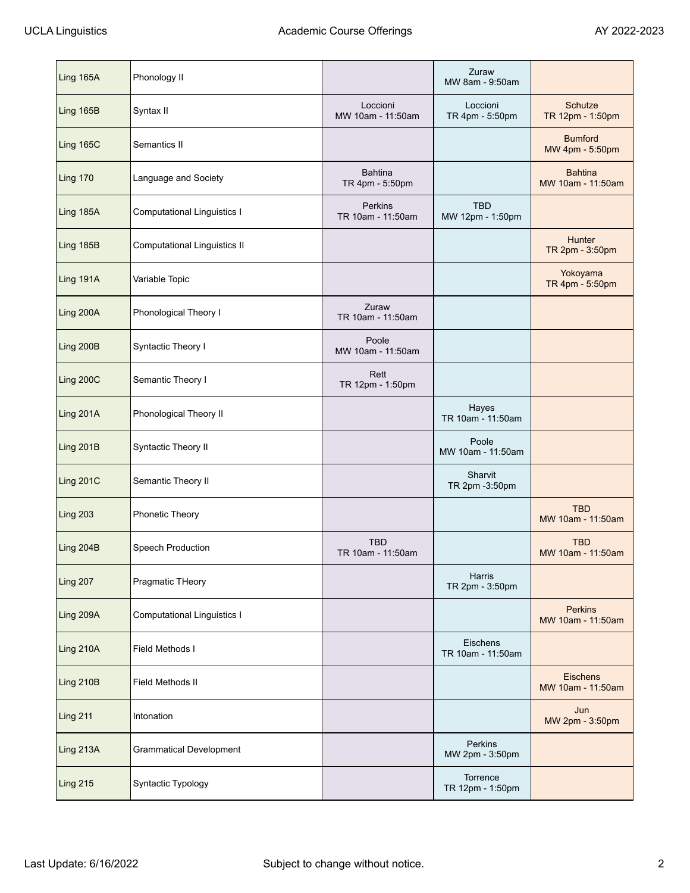| | | | | |
|---|---|---|---|---|
| Ling 165A | Phonology II | | Zuraw<br>MW 8am - 9:50am | |
| Ling 165B | Syntax II | Loccioni<br>MW 10am - 11:50am | Loccioni<br>TR 4pm - 5:50pm | Schutze<br>TR 12pm - 1:50pm |
| Ling 165C | Semantics II | | | Bumford<br>MW 4pm - 5:50pm |
| Ling 170 | Language and Society | Bahtina<br>TR 4pm - 5:50pm | | Bahtina<br>MW 10am - 11:50am |
| Ling 185A | Computational Linguistics I | Perkins<br>TR 10am - 11:50am | TBD<br>MW 12pm - 1:50pm | |
| Ling 185B | Computational Linguistics II | | | Hunter<br>TR 2pm - 3:50pm |
| Ling 191A | Variable Topic | | | Yokoyama<br>TR 4pm - 5:50pm |
| Ling 200A | Phonological Theory I | Zuraw<br>TR 10am - 11:50am | | |
| Ling 200B | Syntactic Theory I | Poole<br>MW 10am - 11:50am | | |
| Ling 200C | Semantic Theory I | Rett<br>TR 12pm - 1:50pm | | |
| Ling 201A | Phonological Theory II | | Hayes<br>TR 10am - 11:50am | |
| Ling 201B | Syntactic Theory II | | Poole<br>MW 10am - 11:50am | |
| Ling 201C | Semantic Theory II | | Sharvit<br>TR 2pm -3:50pm | |
| Ling 203 | Phonetic Theory | | | TBD<br>MW 10am - 11:50am |
| Ling 204B | Speech Production | TBD<br>TR 10am - 11:50am | | TBD<br>MW 10am - 11:50am |
| Ling 207 | Pragmatic THeory | | Harris<br>TR 2pm - 3:50pm | |
| Ling 209A | Computational Linguistics I | | | Perkins<br>MW 10am - 11:50am |
| Ling 210A | Field Methods I | | Eischens<br>TR 10am - 11:50am | |
| Ling 210B | Field Methods II | | | Eischens<br>MW 10am - 11:50am |
| Ling 211 | Intonation | | | Jun<br>MW 2pm - 3:50pm |
| Ling 213A | Grammatical Development | | Perkins<br>MW 2pm - 3:50pm | |
| Ling 215 | Syntactic Typology | | Torrence<br>TR 12pm - 1:50pm | |

Last Update: 6/16/2022 — Subject to change without notice.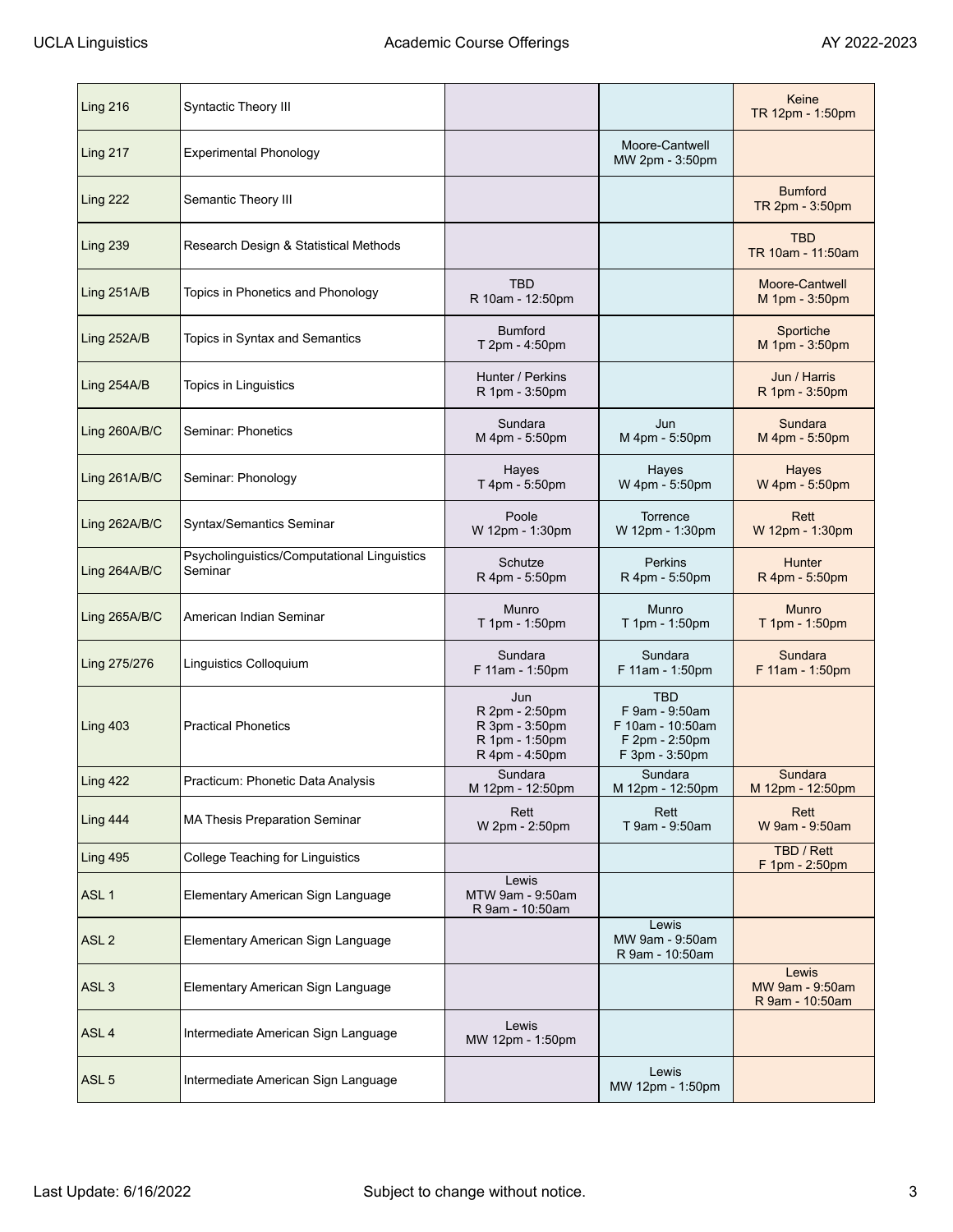| | | | | |
|---|---|---|---|---|
| Ling 216 | Syntactic Theory III | | | Keine<br>TR 12pm - 1:50pm |
| Ling 217 | Experimental Phonology | | Moore-Cantwell<br>MW 2pm - 3:50pm | |
| Ling 222 | Semantic Theory III | | | Bumford<br>TR 2pm - 3:50pm |
| Ling 239 | Research Design & Statistical Methods | | | TBD<br>TR 10am - 11:50am |
| Ling 251A/B | Topics in Phonetics and Phonology | TBD<br>R 10am - 12:50pm | | Moore-Cantwell<br>M 1pm - 3:50pm |
| Ling 252A/B | Topics in Syntax and Semantics | Bumford<br>T 2pm - 4:50pm | | Sportiche<br>M 1pm - 3:50pm |
| Ling 254A/B | Topics in Linguistics | Hunter / Perkins<br>R 1pm - 3:50pm | | Jun / Harris<br>R 1pm - 3:50pm |
| Ling 260A/B/C | Seminar: Phonetics | Sundara<br>M 4pm - 5:50pm | Jun<br>M 4pm - 5:50pm | Sundara<br>M 4pm - 5:50pm |
| Ling 261A/B/C | Seminar: Phonology | Hayes<br>T 4pm - 5:50pm | Hayes<br>W 4pm - 5:50pm | Hayes<br>W 4pm - 5:50pm |
| Ling 262A/B/C | Syntax/Semantics Seminar | Poole<br>W 12pm - 1:30pm | Torrence<br>W 12pm - 1:30pm | Rett<br>W 12pm - 1:30pm |
| Ling 264A/B/C | Psycholinguistics/Computational Linguistics Seminar | Schutze<br>R 4pm - 5:50pm | Perkins<br>R 4pm - 5:50pm | Hunter<br>R 4pm - 5:50pm |
| Ling 265A/B/C | American Indian Seminar | Munro<br>T 1pm - 1:50pm | Munro<br>T 1pm - 1:50pm | Munro<br>T 1pm - 1:50pm |
| Ling 275/276 | Linguistics Colloquium | Sundara<br>F 11am - 1:50pm | Sundara<br>F 11am - 1:50pm | Sundara<br>F 11am - 1:50pm |
| Ling 403 | Practical Phonetics | Jun<br>R 2pm - 2:50pm<br>R 3pm - 3:50pm<br>R 1pm - 1:50pm<br>R 4pm - 4:50pm | TBD<br>F 9am - 9:50am<br>F 10am - 10:50am<br>F 2pm - 2:50pm<br>F 3pm - 3:50pm | |
| Ling 422 | Practicum: Phonetic Data Analysis | Sundara<br>M 12pm - 12:50pm | Sundara<br>M 12pm - 12:50pm | Sundara<br>M 12pm - 12:50pm |
| Ling 444 | MA Thesis Preparation Seminar | Rett<br>W 2pm - 2:50pm | Rett<br>T 9am - 9:50am | Rett<br>W 9am - 9:50am |
| Ling 495 | College Teaching for Linguistics | | | TBD / Rett<br>F 1pm - 2:50pm |
| ASL 1 | Elementary American Sign Language | Lewis<br>MTW 9am - 9:50am<br>R 9am - 10:50am | | |
| ASL 2 | Elementary American Sign Language | | Lewis<br>MW 9am - 9:50am<br>R 9am - 10:50am | |
| ASL 3 | Elementary American Sign Language | | | Lewis<br>MW 9am - 9:50am<br>R 9am - 10:50am |
| ASL 4 | Intermediate American Sign Language | Lewis<br>MW 12pm - 1:50pm | | |
| ASL 5 | Intermediate American Sign Language | | Lewis<br>MW 12pm - 1:50pm | |

Last Update: 6/16/2022

Subject to change without notice.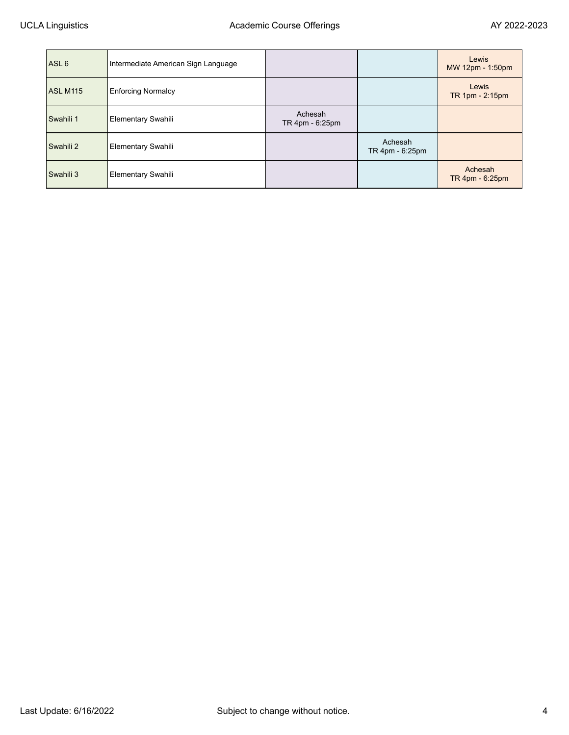| | | | | |
|---|---|---|---|---|
| ASL 6 | Intermediate American Sign Language | | | Lewis<br>MW 12pm - 1:50pm |
| ASL M115 | Enforcing Normalcy | | | Lewis<br>TR 1pm - 2:15pm |
| Swahili 1 | Elementary Swahili | Achesah<br>TR 4pm - 6:25pm | | |
| Swahili 2 | Elementary Swahili | | Achesah<br>TR 4pm - 6:25pm | |
| Swahili 3 | Elementary Swahili | | | Achesah<br>TR 4pm - 6:25pm |

Last Update: 6/16/2022 Subject to change without notice.